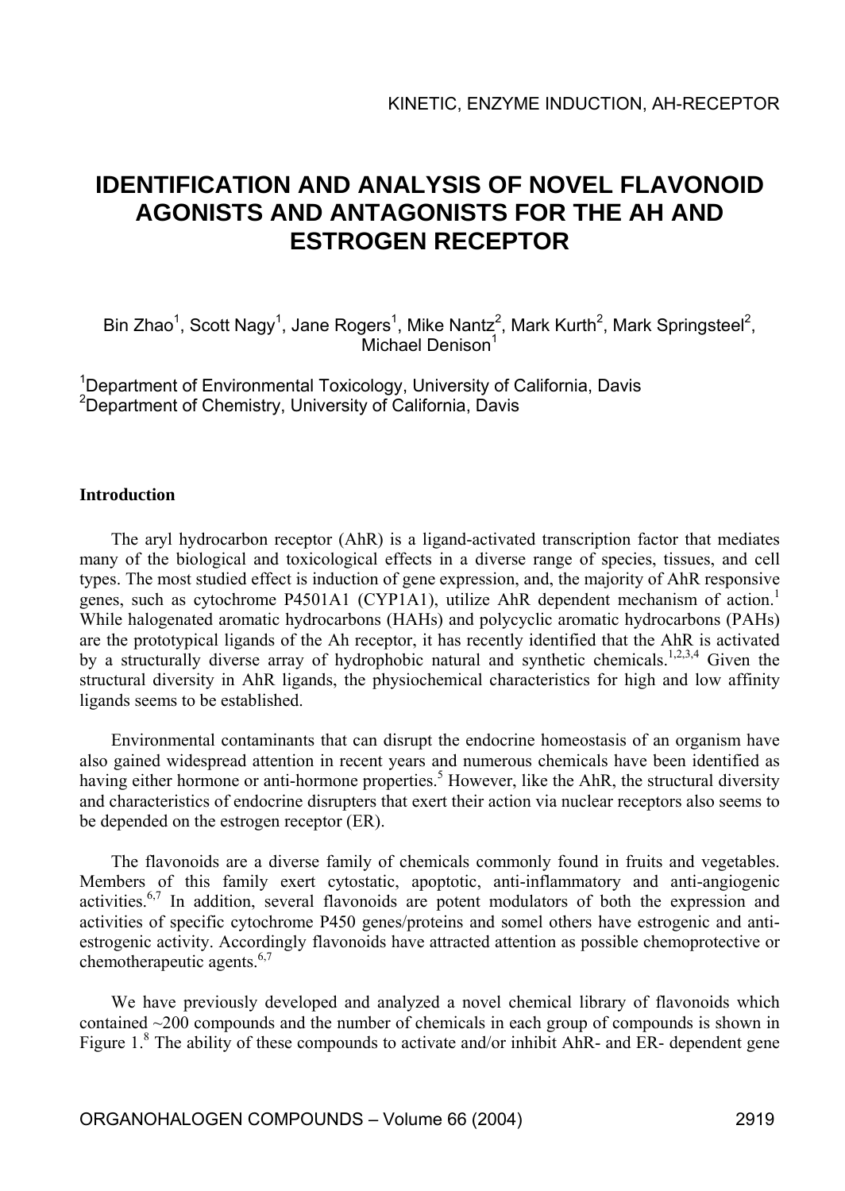KINETIC, ENZYME INDUCTION, AH-RECEPTOR

# IDENTIFICATION AND ANALYSIS OF NOVEL FLAVONOID AGONISTS AND ANTAGONISTS FOR THE AH AND ESTROGEN RECEPTOR

Bin Zhao[1], Scott Nagy[1], Jane Rogers[1], Mike Nantz[2], Mark Kurth[2], Mark Springsteel[2], Michael Denison[1]

[1]Department of Environmental Toxicology, University of California, Davis
[2]Department of Chemistry, University of California, Davis

## Introduction

The aryl hydrocarbon receptor (AhR) is a ligand-activated transcription factor that mediates many of the biological and toxicological effects in a diverse range of species, tissues, and cell types. The most studied effect is induction of gene expression, and, the majority of AhR responsive genes, such as cytochrome P4501A1 (CYP1A1), utilize AhR dependent mechanism of action.[1] While halogenated aromatic hydrocarbons (HAHs) and polycyclic aromatic hydrocarbons (PAHs) are the prototypical ligands of the Ah receptor, it has recently identified that the AhR is activated by a structurally diverse array of hydrophobic natural and synthetic chemicals.[1,2,3,4] Given the structural diversity in AhR ligands, the physiochemical characteristics for high and low affinity ligands seems to be established.

Environmental contaminants that can disrupt the endocrine homeostasis of an organism have also gained widespread attention in recent years and numerous chemicals have been identified as having either hormone or anti-hormone properties.[5] However, like the AhR, the structural diversity and characteristics of endocrine disrupters that exert their action via nuclear receptors also seems to be depended on the estrogen receptor (ER).

The flavonoids are a diverse family of chemicals commonly found in fruits and vegetables. Members of this family exert cytostatic, apoptotic, anti-inflammatory and anti-angiogenic activities.[6,7] In addition, several flavonoids are potent modulators of both the expression and activities of specific cytochrome P450 genes/proteins and somel others have estrogenic and anti-estrogenic activity. Accordingly flavonoids have attracted attention as possible chemoprotective or chemotherapeutic agents.[6,7]

We have previously developed and analyzed a novel chemical library of flavonoids which contained ~200 compounds and the number of chemicals in each group of compounds is shown in Figure 1.[8] The ability of these compounds to activate and/or inhibit AhR- and ER- dependent gene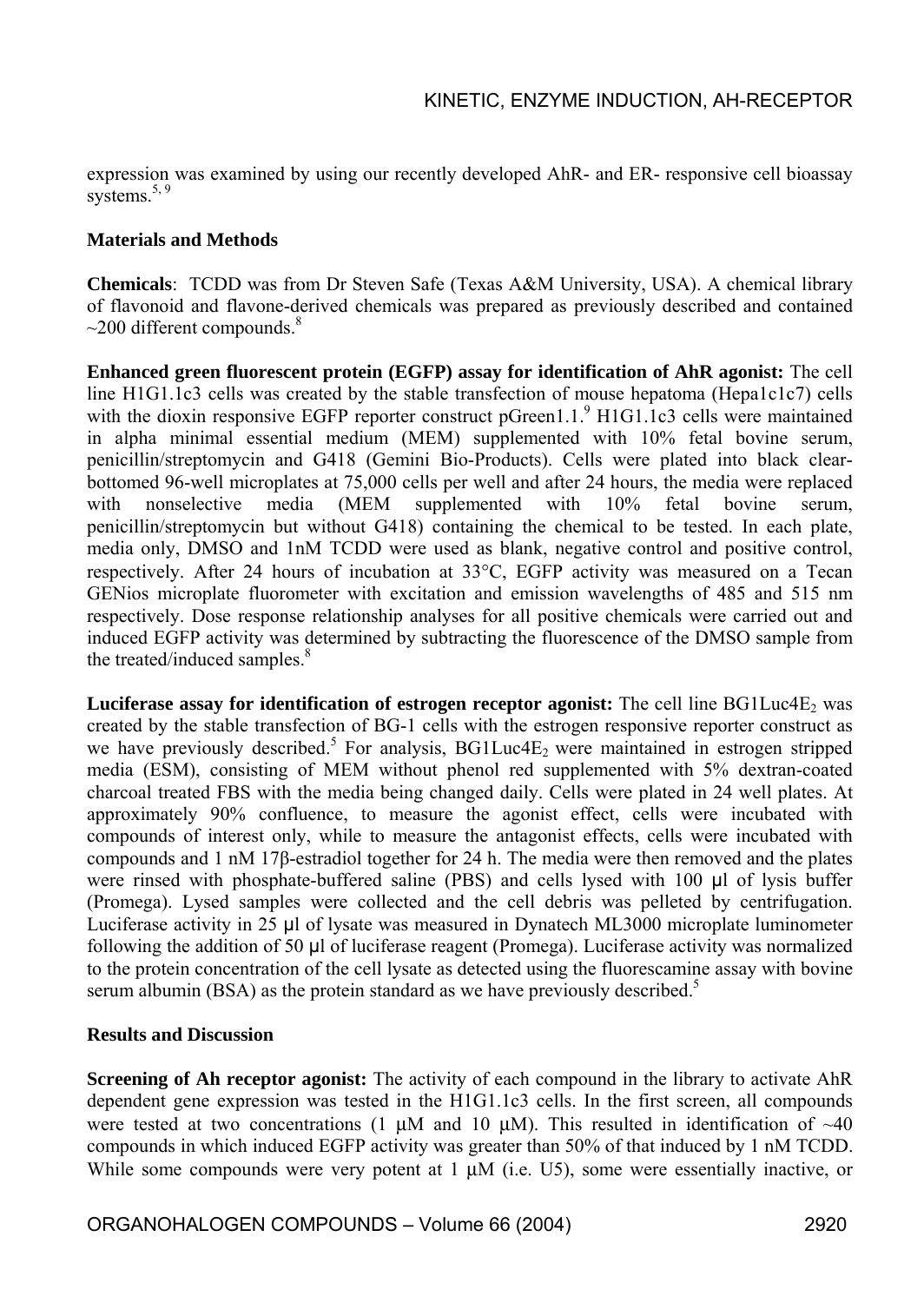expression was examined by using our recently developed AhR- and ER- responsive cell bioassay systems.[5, 9]

**Materials and Methods**

**Chemicals**: TCDD was from Dr Steven Safe (Texas A&M University, USA). A chemical library of flavonoid and flavone-derived chemicals was prepared as previously described and contained ~200 different compounds.[8]

**Enhanced green fluorescent protein (EGFP) assay for identification of AhR agonist:** The cell line H1G1.1c3 cells was created by the stable transfection of mouse hepatoma (Hepa1c1c7) cells with the dioxin responsive EGFP reporter construct pGreen1.1.[9] H1G1.1c3 cells were maintained in alpha minimal essential medium (MEM) supplemented with 10% fetal bovine serum, penicillin/streptomycin and G418 (Gemini Bio-Products). Cells were plated into black clear-bottomed 96-well microplates at 75,000 cells per well and after 24 hours, the media were replaced with nonselective media (MEM supplemented with 10% fetal bovine serum, penicillin/streptomycin but without G418) containing the chemical to be tested. In each plate, media only, DMSO and 1nM TCDD were used as blank, negative control and positive control, respectively. After 24 hours of incubation at 33°C, EGFP activity was measured on a Tecan GENios microplate fluorometer with excitation and emission wavelengths of 485 and 515 nm respectively. Dose response relationship analyses for all positive chemicals were carried out and induced EGFP activity was determined by subtracting the fluorescence of the DMSO sample from the treated/induced samples.[8]

**Luciferase assay for identification of estrogen receptor agonist:** The cell line BG1Luc4$E_2$ was created by the stable transfection of BG-1 cells with the estrogen responsive reporter construct as we have previously described.[5] For analysis, BG1Luc4$E_2$ were maintained in estrogen stripped media (ESM), consisting of MEM without phenol red supplemented with 5% dextran-coated charcoal treated FBS with the media being changed daily. Cells were plated in 24 well plates. At approximately 90% confluence, to measure the agonist effect, cells were incubated with compounds of interest only, while to measure the antagonist effects, cells were incubated with compounds and 1 nM 17β-estradiol together for 24 h. The media were then removed and the plates were rinsed with phosphate-buffered saline (PBS) and cells lysed with 100 μl of lysis buffer (Promega). Lysed samples were collected and the cell debris was pelleted by centrifugation. Luciferase activity in 25 μl of lysate was measured in Dynatech ML3000 microplate luminometer following the addition of 50 μl of luciferase reagent (Promega). Luciferase activity was normalized to the protein concentration of the cell lysate as detected using the fluorescamine assay with bovine serum albumin (BSA) as the protein standard as we have previously described.[5]

**Results and Discussion**

**Screening of Ah receptor agonist:** The activity of each compound in the library to activate AhR dependent gene expression was tested in the H1G1.1c3 cells. In the first screen, all compounds were tested at two concentrations (1 μM and 10 μM). This resulted in identification of ~40 compounds in which induced EGFP activity was greater than 50% of that induced by 1 nM TCDD. While some compounds were very potent at 1 μM (i.e. U5), some were essentially inactive, or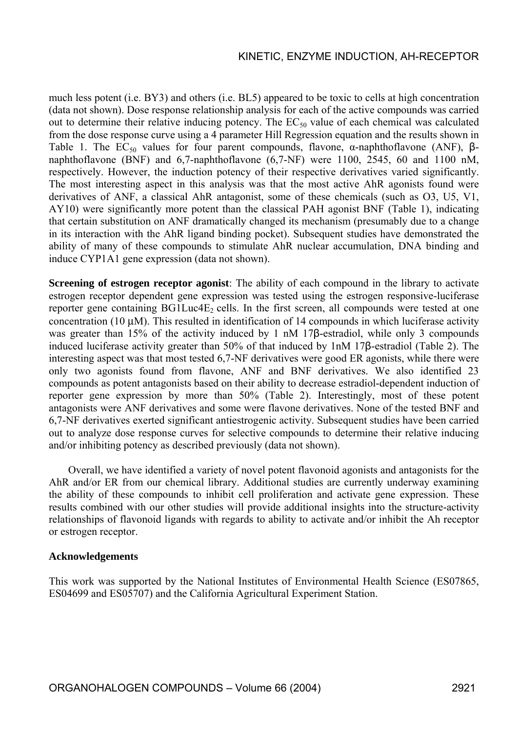much less potent (i.e. BY3) and others (i.e. BL5) appeared to be toxic to cells at high concentration (data not shown). Dose response relationship analysis for each of the active compounds was carried out to determine their relative inducing potency. The $EC_{50}$ value of each chemical was calculated from the dose response curve using a 4 parameter Hill Regression equation and the results shown in Table 1. The $EC_{50}$ values for four parent compounds, flavone, α-naphthoflavone (ANF), β-naphthoflavone (BNF) and 6,7-naphthoflavone (6,7-NF) were 1100, 2545, 60 and 1100 nM, respectively. However, the induction potency of their respective derivatives varied significantly. The most interesting aspect in this analysis was that the most active AhR agonists found were derivatives of ANF, a classical AhR antagonist, some of these chemicals (such as O3, U5, V1, AY10) were significantly more potent than the classical PAH agonist BNF (Table 1), indicating that certain substitution on ANF dramatically changed its mechanism (presumably due to a change in its interaction with the AhR ligand binding pocket). Subsequent studies have demonstrated the ability of many of these compounds to stimulate AhR nuclear accumulation, DNA binding and induce CYP1A1 gene expression (data not shown).

**Screening of estrogen receptor agonist**: The ability of each compound in the library to activate estrogen receptor dependent gene expression was tested using the estrogen responsive-luciferase reporter gene containing $BG1Luc4E_2$ cells. In the first screen, all compounds were tested at one concentration (10 μM). This resulted in identification of 14 compounds in which luciferase activity was greater than 15% of the activity induced by 1 nM 17β-estradiol, while only 3 compounds induced luciferase activity greater than 50% of that induced by 1nM 17β-estradiol (Table 2). The interesting aspect was that most tested 6,7-NF derivatives were good ER agonists, while there were only two agonists found from flavone, ANF and BNF derivatives. We also identified 23 compounds as potent antagonists based on their ability to decrease estradiol-dependent induction of reporter gene expression by more than 50% (Table 2). Interestingly, most of these potent antagonists were ANF derivatives and some were flavone derivatives. None of the tested BNF and 6,7-NF derivatives exerted significant antiestrogenic activity. Subsequent studies have been carried out to analyze dose response curves for selective compounds to determine their relative inducing and/or inhibiting potency as described previously (data not shown).

Overall, we have identified a variety of novel potent flavonoid agonists and antagonists for the AhR and/or ER from our chemical library. Additional studies are currently underway examining the ability of these compounds to inhibit cell proliferation and activate gene expression. These results combined with our other studies will provide additional insights into the structure-activity relationships of flavonoid ligands with regards to ability to activate and/or inhibit the Ah receptor or estrogen receptor.

**Acknowledgements**

This work was supported by the National Institutes of Environmental Health Science (ES07865, ES04699 and ES05707) and the California Agricultural Experiment Station.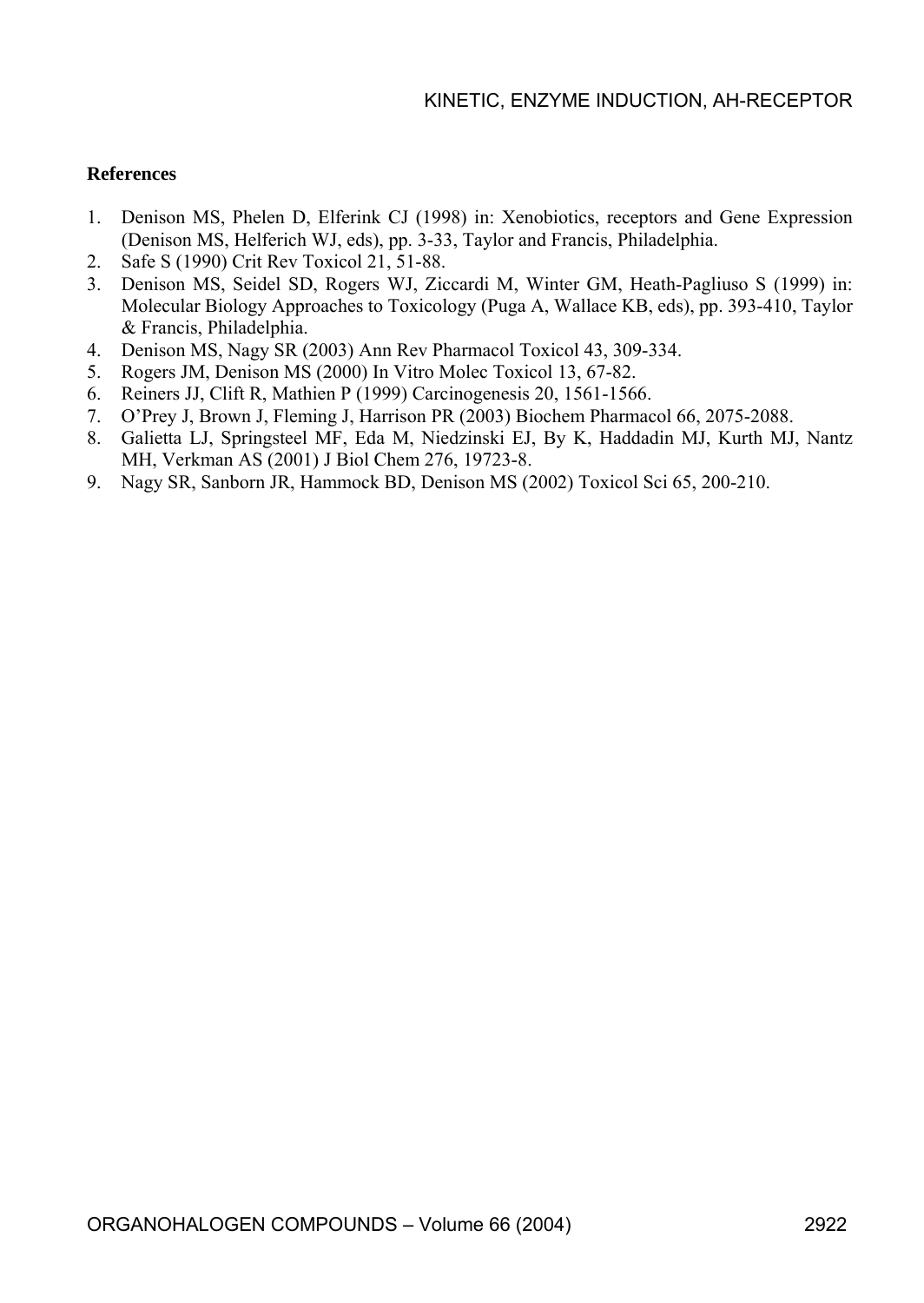## References

1. Denison MS, Phelen D, Elferink CJ (1998) in: Xenobiotics, receptors and Gene Expression (Denison MS, Helferich WJ, eds), pp. 3-33, Taylor and Francis, Philadelphia.
2. Safe S (1990) Crit Rev Toxicol 21, 51-88.
3. Denison MS, Seidel SD, Rogers WJ, Ziccardi M, Winter GM, Heath-Pagliuso S (1999) in: Molecular Biology Approaches to Toxicology (Puga A, Wallace KB, eds), pp. 393-410, Taylor & Francis, Philadelphia.
4. Denison MS, Nagy SR (2003) Ann Rev Pharmacol Toxicol 43, 309-334.
5. Rogers JM, Denison MS (2000) In Vitro Molec Toxicol 13, 67-82.
6. Reiners JJ, Clift R, Mathien P (1999) Carcinogenesis 20, 1561-1566.
7. O'Prey J, Brown J, Fleming J, Harrison PR (2003) Biochem Pharmacol 66, 2075-2088.
8. Galietta LJ, Springsteel MF, Eda M, Niedzinski EJ, By K, Haddadin MJ, Kurth MJ, Nantz MH, Verkman AS (2001) J Biol Chem 276, 19723-8.
9. Nagy SR, Sanborn JR, Hammock BD, Denison MS (2002) Toxicol Sci 65, 200-210.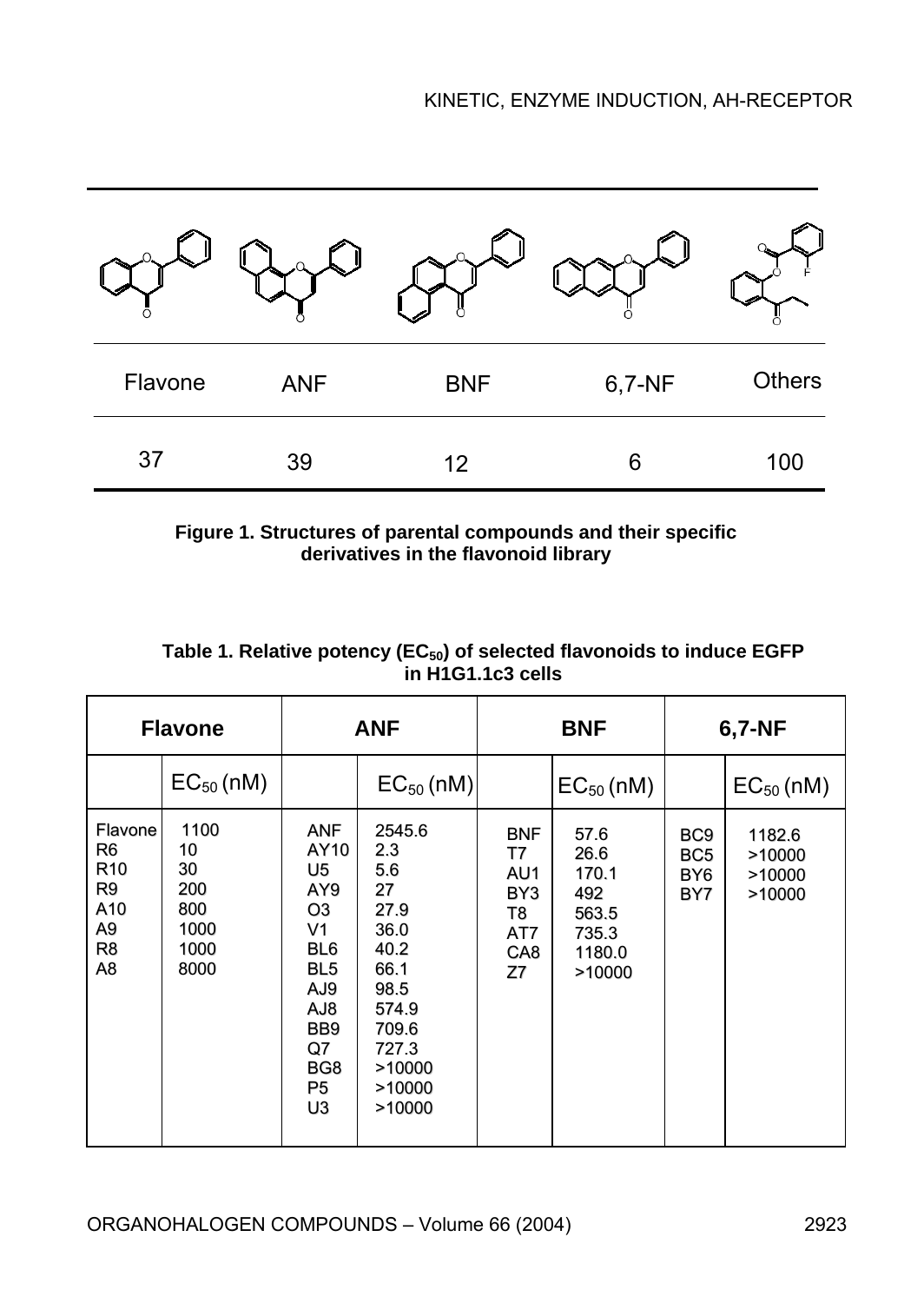| Flavone | ANF | BNF | 6,7-NF | Others |
|---|---|---|---|---|
| 37 | 39 | 12 | 6 | 100 |

**Figure 1. Structures of parental compounds and their specific derivatives in the flavonoid library**

**Table 1. Relative potency ($EC_{50}$) of selected flavonoids to induce EGFP in H1G1.1c3 cells**

| Flavone | | ANF | | BNF | | 6,7-NF | |
|---|---|---|---|---|---|---|---|
| | $EC_{50}$ (nM) | | $EC_{50}$ (nM) | | $EC_{50}$ (nM) | | $EC_{50}$ (nM) |
| Flavone | 1100 | ANF | 2545.6 | BNF | 57.6 | BC9 | 1182.6 |
| R6 | 10 | AY10 | 2.3 | T7 | 26.6 | BC5 | >10000 |
| R10 | 30 | U5 | 5.6 | AU1 | 170.1 | BY6 | >10000 |
| R9 | 200 | AY9 | 27 | BY3 | 492 | BY7 | >10000 |
| A10 | 800 | O3 | 27.9 | T8 | 563.5 | | |
| A9 | 1000 | V1 | 36.0 | AT7 | 735.3 | | |
| R8 | 1000 | BL6 | 40.2 | CA8 | 1180.0 | | |
| A8 | 8000 | BL5 | 66.1 | Z7 | >10000 | | |
| | | AJ9 | 98.5 | | | | |
| | | AJ8 | 574.9 | | | | |
| | | BB9 | 709.6 | | | | |
| | | Q7 | 727.3 | | | | |
| | | BG8 | >10000 | | | | |
| | | P5 | >10000 | | | | |
| | | U3 | >10000 | | | | |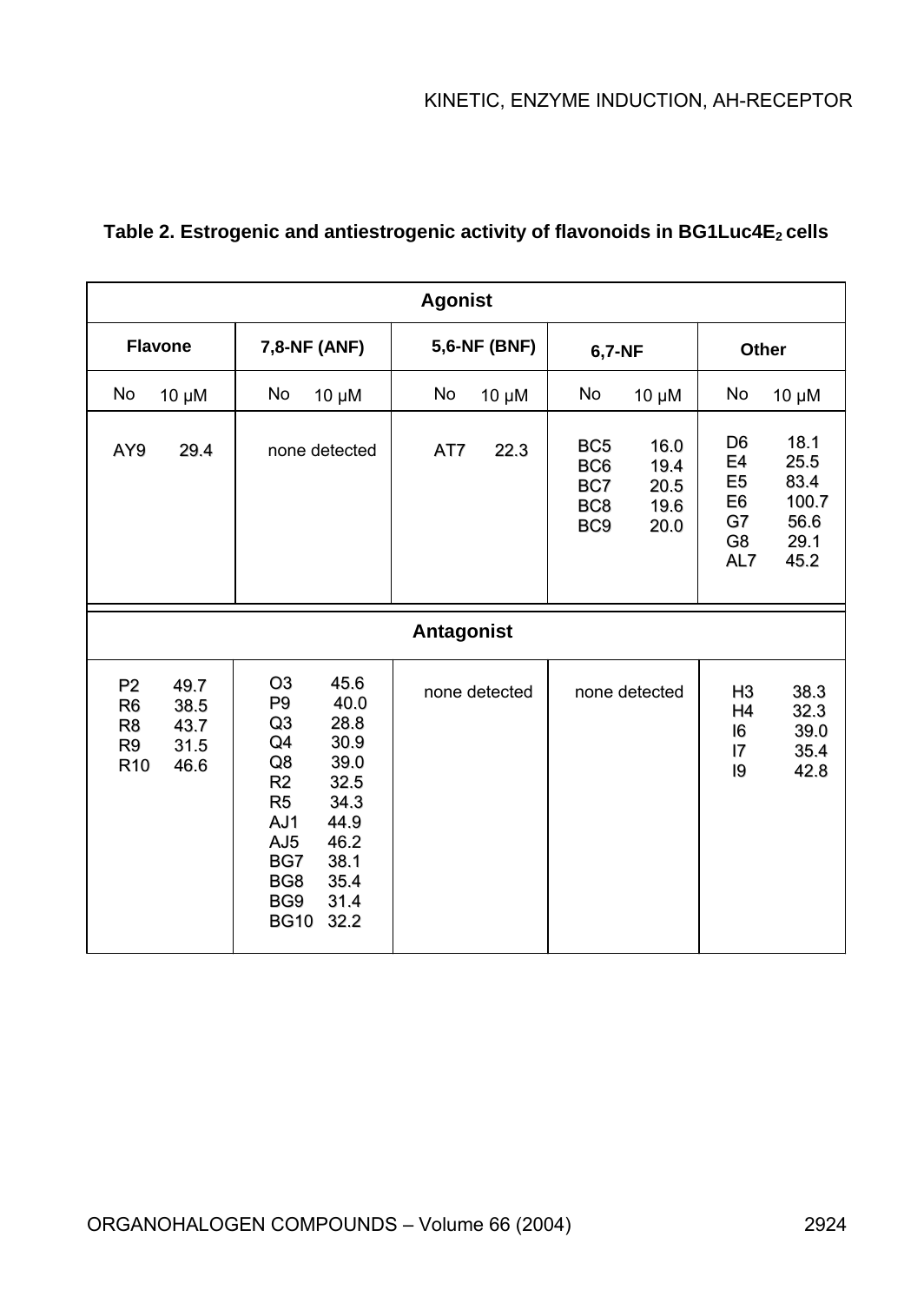**Table 2. Estrogenic and antiestrogenic activity of flavonoids in BG1Luc4$E_2$ cells**

| Flavone | | 7,8-NF (ANF) | | 5,6-NF (BNF) | | 6,7-NF | | Other | |
|---|---|---|---|---|---|---|---|---|---|
| **Agonist** | | | | | | | | | |
| No | 10 µM | No | 10 µM | No | 10 µM | No | 10 µM | No | 10 µM |
| AY9 | 29.4 | none detected | | AT7 | 22.3 | BC5 | 16.0 | D6 | 18.1 |
| | | | | | | BC6 | 19.4 | E4 | 25.5 |
| | | | | | | BC7 | 20.5 | E5 | 83.4 |
| | | | | | | BC8 | 19.6 | E6 | 100.7 |
| | | | | | | BC9 | 20.0 | G7 | 56.6 |
| | | | | | | | | G8 | 29.1 |
| | | | | | | | | AL7 | 45.2 |
| **Antagonist** | | | | | | | | | |
| P2 | 49.7 | O3 | 45.6 | none detected | | none detected | | H3 | 38.3 |
| R6 | 38.5 | P9 | 40.0 | | | | | H4 | 32.3 |
| R8 | 43.7 | Q3 | 28.8 | | | | | I6 | 39.0 |
| R9 | 31.5 | Q4 | 30.9 | | | | | I7 | 35.4 |
| R10 | 46.6 | Q8 | 39.0 | | | | | I9 | 42.8 |
| | | R2 | 32.5 | | | | | | |
| | | R5 | 34.3 | | | | | | |
| | | AJ1 | 44.9 | | | | | | |
| | | AJ5 | 46.2 | | | | | | |
| | | BG7 | 38.1 | | | | | | |
| | | BG8 | 35.4 | | | | | | |
| | | BG9 | 31.4 | | | | | | |
| | | BG10 | 32.2 | | | | | | |